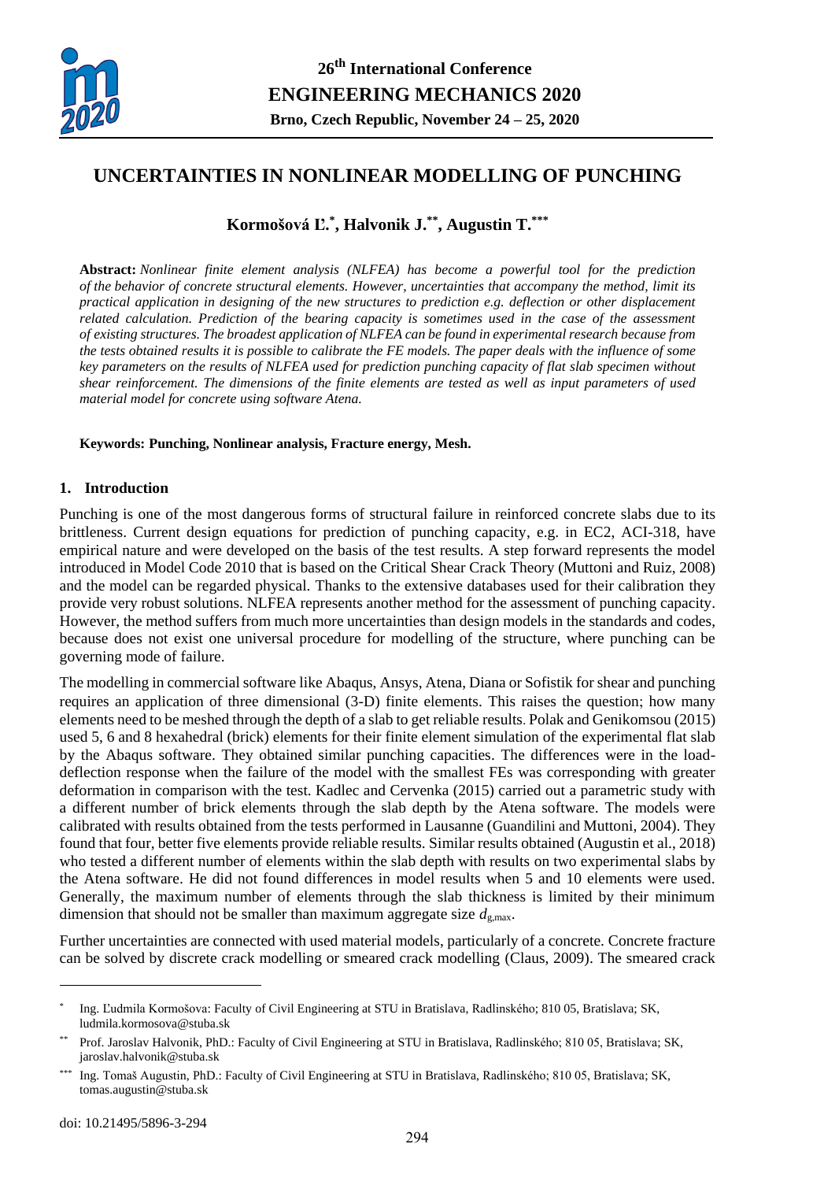# UNCERTAINTIES IN NONLINEAR MODELLING OF PUNCHING

**Kormošová Ľ.[*], Halvonik J.[**], Augustin T.[***]**

**Abstract:** *Nonlinear finite element analysis (NLFEA) has become a powerful tool for the prediction of the behavior of concrete structural elements. However, uncertainties that accompany the method, limit its practical application in designing of the new structures to prediction e.g. deflection or other displacement related calculation. Prediction of the bearing capacity is sometimes used in the case of the assessment of existing structures. The broadest application of NLFEA can be found in experimental research because from the tests obtained results it is possible to calibrate the FE models. The paper deals with the influence of some key parameters on the results of NLFEA used for prediction punching capacity of flat slab specimen without shear reinforcement. The dimensions of the finite elements are tested as well as input parameters of used material model for concrete using software Atena.*

**Keywords: Punching, Nonlinear analysis, Fracture energy, Mesh.**

## 1. Introduction

Punching is one of the most dangerous forms of structural failure in reinforced concrete slabs due to its brittleness. Current design equations for prediction of punching capacity, e.g. in EC2, ACI-318, have empirical nature and were developed on the basis of the test results. A step forward represents the model introduced in Model Code 2010 that is based on the Critical Shear Crack Theory (Muttoni and Ruiz, 2008) and the model can be regarded physical. Thanks to the extensive databases used for their calibration they provide very robust solutions. NLFEA represents another method for the assessment of punching capacity. However, the method suffers from much more uncertainties than design models in the standards and codes, because does not exist one universal procedure for modelling of the structure, where punching can be governing mode of failure.

The modelling in commercial software like Abaqus, Ansys, Atena, Diana or Sofistik for shear and punching requires an application of three dimensional (3-D) finite elements. This raises the question; how many elements need to be meshed through the depth of a slab to get reliable results. Polak and Genikomsou (2015) used 5, 6 and 8 hexahedral (brick) elements for their finite element simulation of the experimental flat slab by the Abaqus software. They obtained similar punching capacities. The differences were in the load-deflection response when the failure of the model with the smallest FEs was corresponding with greater deformation in comparison with the test. Kadlec and Cervenka (2015) carried out a parametric study with a different number of brick elements through the slab depth by the Atena software. The models were calibrated with results obtained from the tests performed in Lausanne (Guandilini and Muttoni, 2004). They found that four, better five elements provide reliable results. Similar results obtained (Augustin et al., 2018) who tested a different number of elements within the slab depth with results on two experimental slabs by the Atena software. He did not found differences in model results when 5 and 10 elements were used. Generally, the maximum number of elements through the slab thickness is limited by their minimum dimension that should not be smaller than maximum aggregate size $d_{g,max}$.

Further uncertainties are connected with used material models, particularly of a concrete. Concrete fracture can be solved by discrete crack modelling or smeared crack modelling (Claus, 2009). The smeared crack

---

[*] Ing. Ľudmila Kormošova: Faculty of Civil Engineering at STU in Bratislava, Radlinského; 810 05, Bratislava; SK, ludmila.kormosova@stuba.sk

[**] Prof. Jaroslav Halvonik, PhD.: Faculty of Civil Engineering at STU in Bratislava, Radlinského; 810 05, Bratislava; SK, jaroslav.halvonik@stuba.sk

[***] Ing. Tomaš Augustin, PhD.: Faculty of Civil Engineering at STU in Bratislava, Radlinského; 810 05, Bratislava; SK, tomas.augustin@stuba.sk

doi: 10.21495/5896-3-294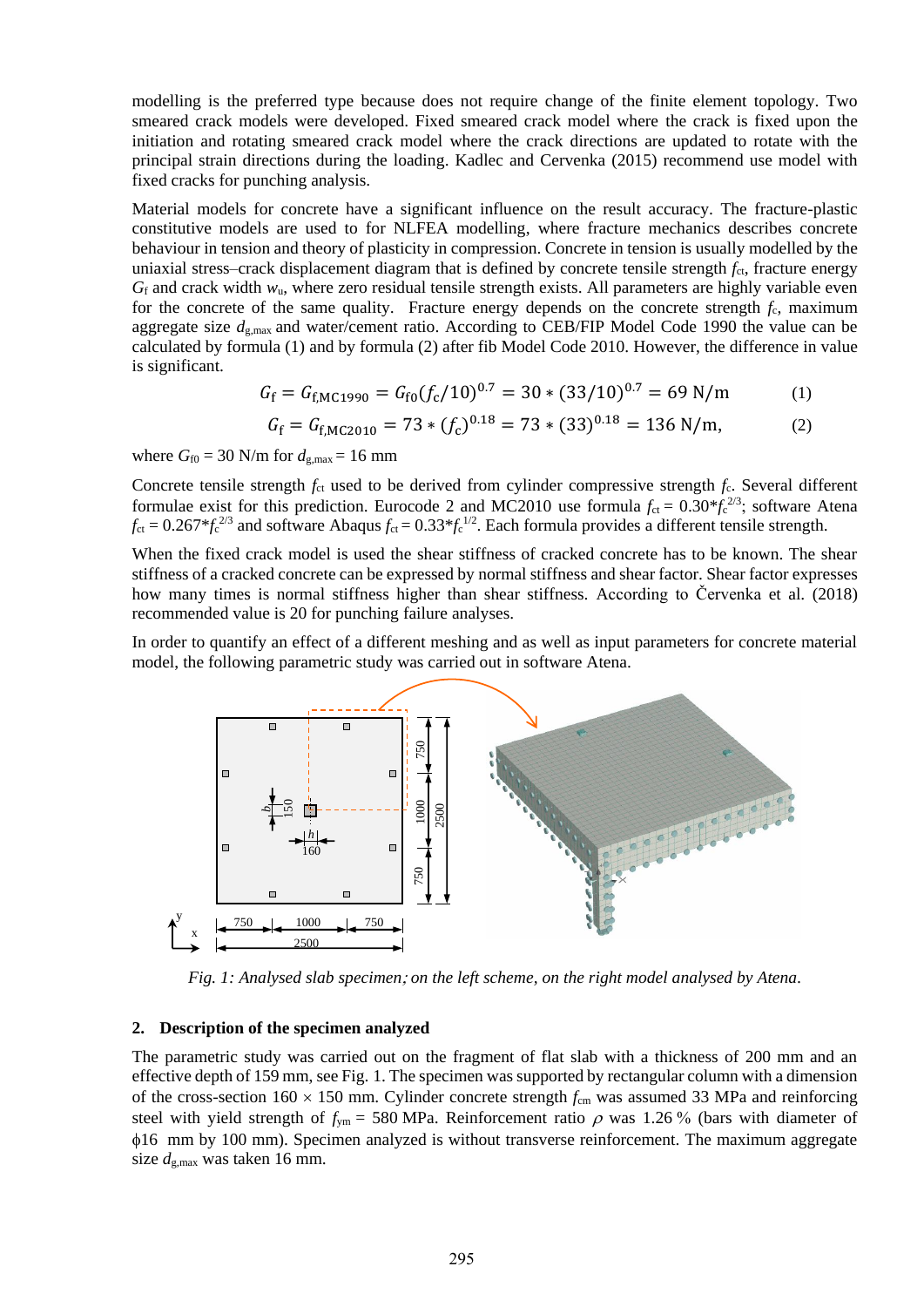modelling is the preferred type because does not require change of the finite element topology. Two smeared crack models were developed. Fixed smeared crack model where the crack is fixed upon the initiation and rotating smeared crack model where the crack directions are updated to rotate with the principal strain directions during the loading. Kadlec and Cervenka (2015) recommend use model with fixed cracks for punching analysis.

Material models for concrete have a significant influence on the result accuracy. The fracture-plastic constitutive models are used to for NLFEA modelling, where fracture mechanics describes concrete behaviour in tension and theory of plasticity in compression. Concrete in tension is usually modelled by the uniaxial stress–crack displacement diagram that is defined by concrete tensile strength $f_{ct}$, fracture energy $G_f$ and crack width $w_u$, where zero residual tensile strength exists. All parameters are highly variable even for the concrete of the same quality. Fracture energy depends on the concrete strength $f_c$, maximum aggregate size $d_{g,max}$ and water/cement ratio. According to CEB/FIP Model Code 1990 the value can be calculated by formula (1) and by formula (2) after fib Model Code 2010. However, the difference in value is significant.

$$G_f = G_{f,MC1990} = G_{f0}(f_c/10)^{0.7} = 30 * (33/10)^{0.7} = 69 \text{ N/m} \tag{1}$$

$$G_f = G_{f,MC2010} = 73 * (f_c)^{0.18} = 73 * (33)^{0.18} = 136 \text{ N/m}, \tag{2}$$

where $G_{f0}$ = 30 N/m for $d_{g,max}$ = 16 mm

Concrete tensile strength $f_{ct}$ used to be derived from cylinder compressive strength $f_c$. Several different formulae exist for this prediction. Eurocode 2 and MC2010 use formula $f_{ct} = 0.30*f_c^{2/3}$; software Atena $f_{ct} = 0.267*f_c^{2/3}$ and software Abaqus $f_{ct} = 0.33*f_c^{1/2}$. Each formula provides a different tensile strength.

When the fixed crack model is used the shear stiffness of cracked concrete has to be known. The shear stiffness of a cracked concrete can be expressed by normal stiffness and shear factor. Shear factor expresses how many times is normal stiffness higher than shear stiffness. According to Červenka et al. (2018) recommended value is 20 for punching failure analyses.

In order to quantify an effect of a different meshing and as well as input parameters for concrete material model, the following parametric study was carried out in software Atena.

*Fig. 1: Analysed slab specimen; on the left scheme, on the right model analysed by Atena.*

## 2. Description of the specimen analyzed

The parametric study was carried out on the fragment of flat slab with a thickness of 200 mm and an effective depth of 159 mm, see Fig. 1. The specimen was supported by rectangular column with a dimension of the cross-section 160 × 150 mm. Cylinder concrete strength $f_{cm}$ was assumed 33 MPa and reinforcing steel with yield strength of $f_{ym}$ = 580 MPa. Reinforcement ratio $\rho$ was 1.26 % (bars with diameter of $\phi$16 mm by 100 mm). Specimen analyzed is without transverse reinforcement. The maximum aggregate size $d_{g,max}$ was taken 16 mm.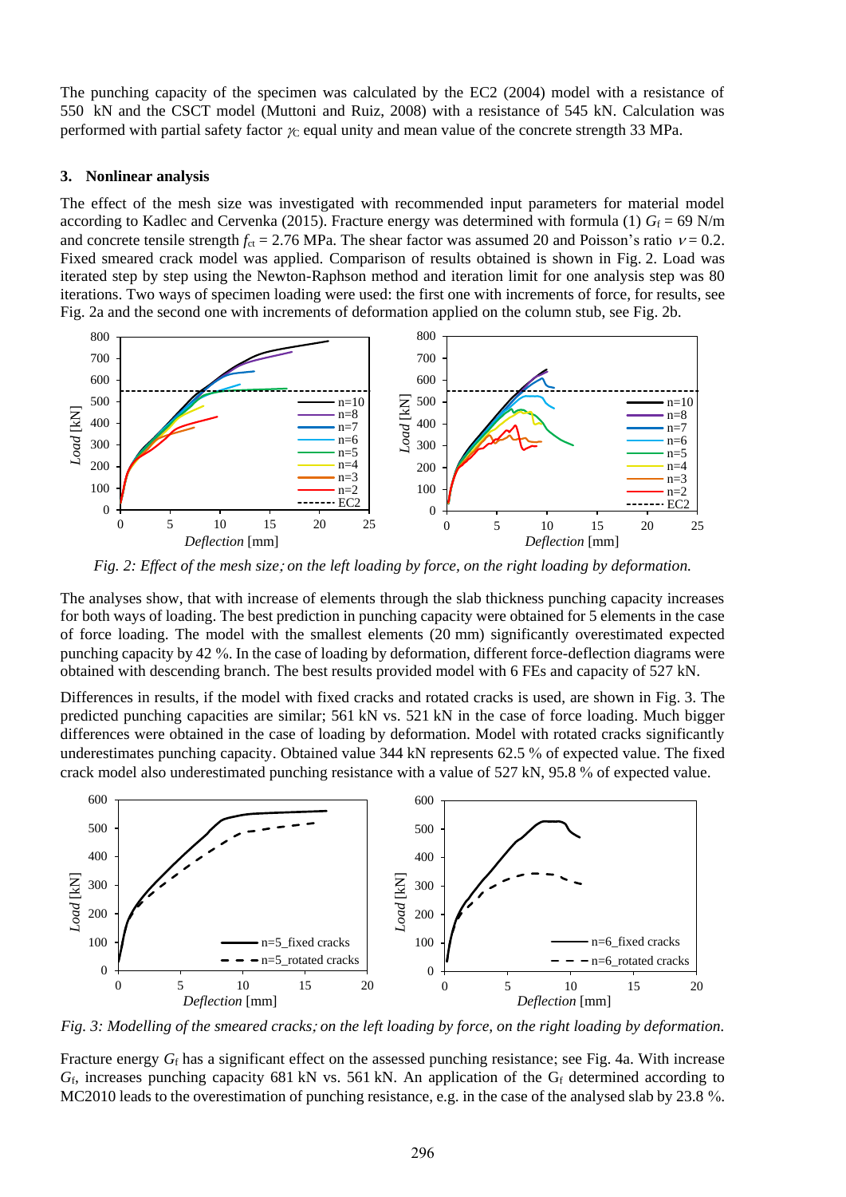The punching capacity of the specimen was calculated by the EC2 (2004) model with a resistance of 550 kN and the CSCT model (Muttoni and Ruiz, 2008) with a resistance of 545 kN. Calculation was performed with partial safety factor $\gamma_C$ equal unity and mean value of the concrete strength 33 MPa.

## 3. Nonlinear analysis

The effect of the mesh size was investigated with recommended input parameters for material model according to Kadlec and Cervenka (2015). Fracture energy was determined with formula (1) $G_f = 69$ N/m and concrete tensile strength $f_{ct} = 2.76$ MPa. The shear factor was assumed 20 and Poisson's ratio $\nu = 0.2$. Fixed smeared crack model was applied. Comparison of results obtained is shown in Fig. 2. Load was iterated step by step using the Newton-Raphson method and iteration limit for one analysis step was 80 iterations. Two ways of specimen loading were used: the first one with increments of force, for results, see Fig. 2a and the second one with increments of deformation applied on the column stub, see Fig. 2b.

*Fig. 2: Effect of the mesh size; on the left loading by force, on the right loading by deformation.*

The analyses show, that with increase of elements through the slab thickness punching capacity increases for both ways of loading. The best prediction in punching capacity were obtained for 5 elements in the case of force loading. The model with the smallest elements (20 mm) significantly overestimated expected punching capacity by 42 %. In the case of loading by deformation, different force-deflection diagrams were obtained with descending branch. The best results provided model with 6 FEs and capacity of 527 kN.

Differences in results, if the model with fixed cracks and rotated cracks is used, are shown in Fig. 3. The predicted punching capacities are similar; 561 kN vs. 521 kN in the case of force loading. Much bigger differences were obtained in the case of loading by deformation. Model with rotated cracks significantly underestimates punching capacity. Obtained value 344 kN represents 62.5 % of expected value. The fixed crack model also underestimated punching resistance with a value of 527 kN, 95.8 % of expected value.

*Fig. 3: Modelling of the smeared cracks; on the left loading by force, on the right loading by deformation.*

Fracture energy $G_f$ has a significant effect on the assessed punching resistance; see Fig. 4a. With increase $G_f$, increases punching capacity 681 kN vs. 561 kN. An application of the $G_f$ determined according to MC2010 leads to the overestimation of punching resistance, e.g. in the case of the analysed slab by 23.8 %.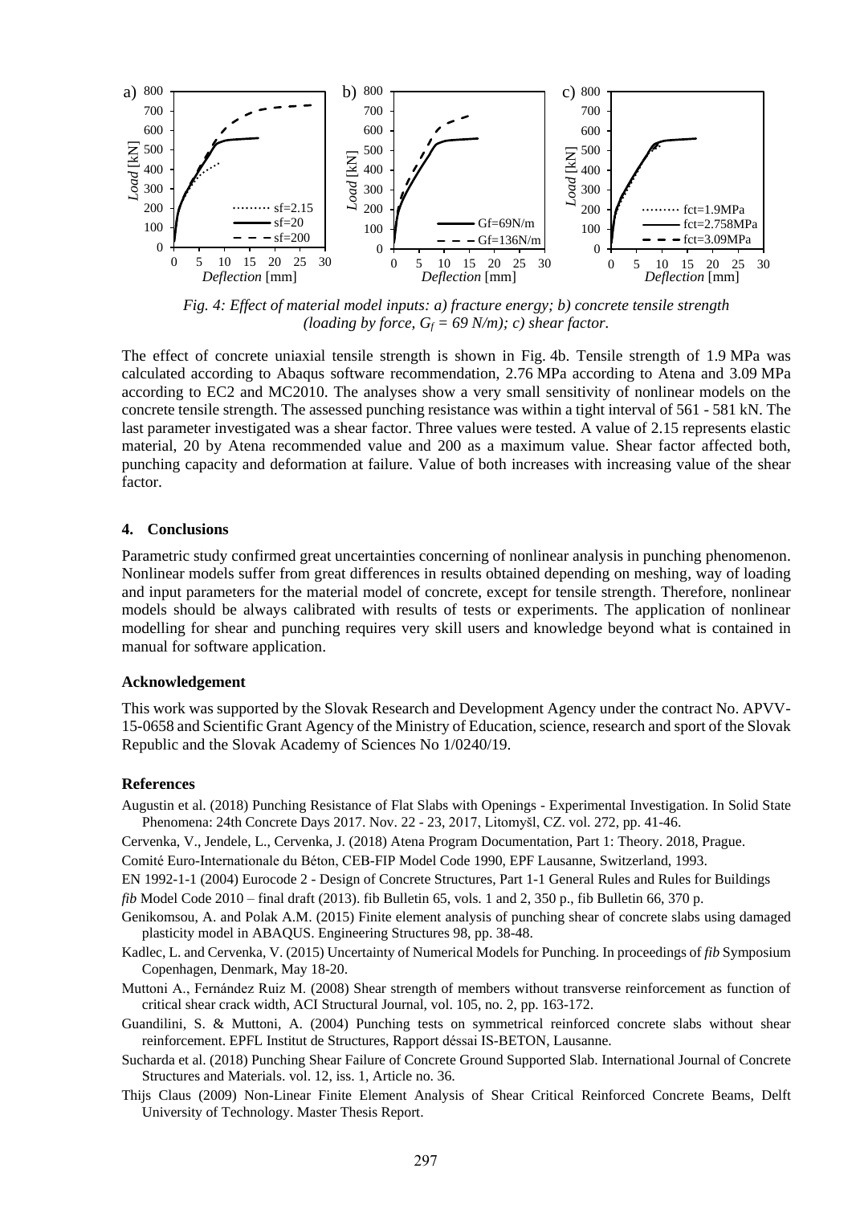a) 800 700 600 500 400 300 200 100 0

*Load* [kN]

0 5 10 15 20 25 30

*Deflection* [mm]

sf=2.15
sf=20
sf=200

b) 800 700 600 500 400 300 200 100 0

*Load* [kN]

0 5 10 15 20 25 30

*Deflection* [mm]

Gf=69N/m
Gf=136N/m

c) 800 700 600 500 400 300 200 100 0

*Load* [kN]

0 5 10 15 20 25 30

*Deflection* [mm]

fct=1.9MPa
fct=2.758MPa
fct=3.09MPa

*Fig. 4: Effect of material model inputs: a) fracture energy; b) concrete tensile strength (loading by force, $G_f = 69$ N/m); c) shear factor.*

The effect of concrete uniaxial tensile strength is shown in Fig. 4b. Tensile strength of 1.9 MPa was calculated according to Abaqus software recommendation, 2.76 MPa according to Atena and 3.09 MPa according to EC2 and MC2010. The analyses show a very small sensitivity of nonlinear models on the concrete tensile strength. The assessed punching resistance was within a tight interval of 561 - 581 kN. The last parameter investigated was a shear factor. Three values were tested. A value of 2.15 represents elastic material, 20 by Atena recommended value and 200 as a maximum value. Shear factor affected both, punching capacity and deformation at failure. Value of both increases with increasing value of the shear factor.

## 4. Conclusions

Parametric study confirmed great uncertainties concerning of nonlinear analysis in punching phenomenon. Nonlinear models suffer from great differences in results obtained depending on meshing, way of loading and input parameters for the material model of concrete, except for tensile strength. Therefore, nonlinear models should be always calibrated with results of tests or experiments. The application of nonlinear modelling for shear and punching requires very skill users and knowledge beyond what is contained in manual for software application.

### Acknowledgement

This work was supported by the Slovak Research and Development Agency under the contract No. APVV-15-0658 and Scientific Grant Agency of the Ministry of Education, science, research and sport of the Slovak Republic and the Slovak Academy of Sciences No 1/0240/19.

### References

Augustin et al. (2018) Punching Resistance of Flat Slabs with Openings - Experimental Investigation. In Solid State Phenomena: 24th Concrete Days 2017. Nov. 22 - 23, 2017, Litomyšl, CZ. vol. 272, pp. 41-46.

Cervenka, V., Jendele, L., Cervenka, J. (2018) Atena Program Documentation, Part 1: Theory. 2018, Prague.

Comité Euro-Internationale du Béton, CEB-FIP Model Code 1990, EPF Lausanne, Switzerland, 1993.

EN 1992-1-1 (2004) Eurocode 2 - Design of Concrete Structures, Part 1-1 General Rules and Rules for Buildings

*fib* Model Code 2010 – final draft (2013). fib Bulletin 65, vols. 1 and 2, 350 p., fib Bulletin 66, 370 p.

Genikomsou, A. and Polak A.M. (2015) Finite element analysis of punching shear of concrete slabs using damaged plasticity model in ABAQUS. Engineering Structures 98, pp. 38-48.

Kadlec, L. and Cervenka, V. (2015) Uncertainty of Numerical Models for Punching. In proceedings of *fib* Symposium Copenhagen, Denmark, May 18-20.

Muttoni A., Fernández Ruiz M. (2008) Shear strength of members without transverse reinforcement as function of critical shear crack width, ACI Structural Journal, vol. 105, no. 2, pp. 163-172.

Guandilini, S. & Muttoni, A. (2004) Punching tests on symmetrical reinforced concrete slabs without shear reinforcement. EPFL Institut de Structures, Rapport déssai IS-BETON, Lausanne.

Sucharda et al. (2018) Punching Shear Failure of Concrete Ground Supported Slab. International Journal of Concrete Structures and Materials. vol. 12, iss. 1, Article no. 36.

Thijs Claus (2009) Non-Linear Finite Element Analysis of Shear Critical Reinforced Concrete Beams, Delft University of Technology. Master Thesis Report.